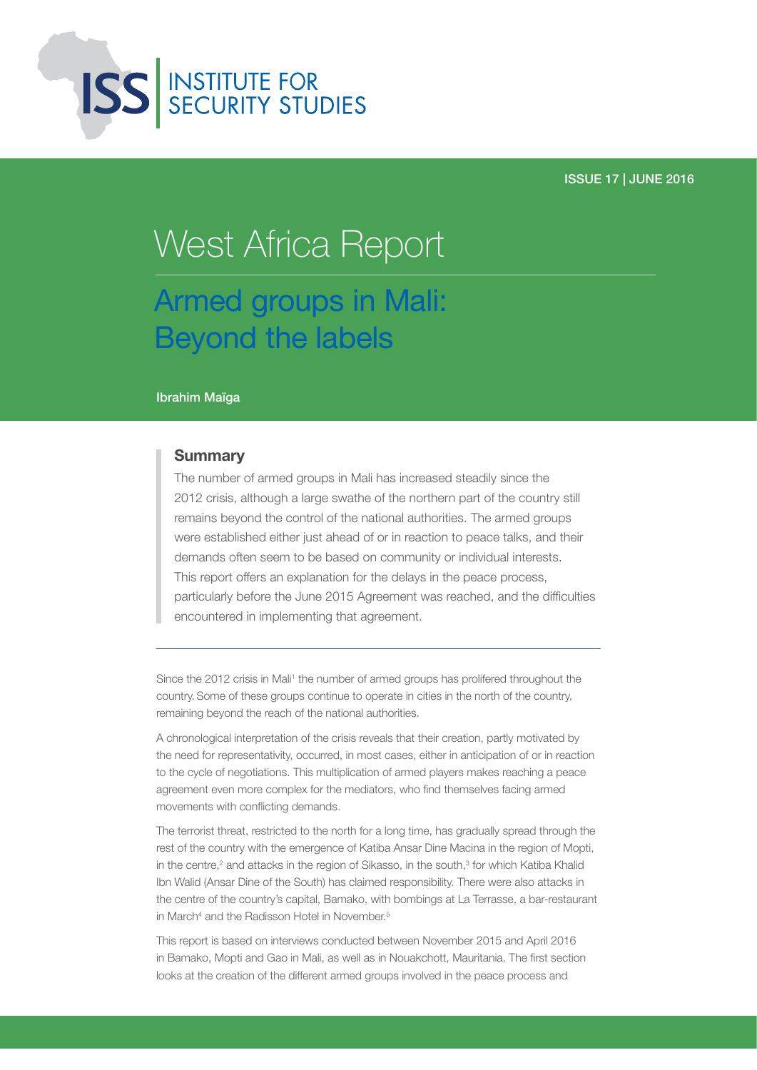INSTITUTE FOR SECURITY STUDIES

ISSUE 17 | JUNE 2016

# West Africa Report

## Armed groups in Mali: Beyond the labels

Ibrahim Maïga

### Summary

The number of armed groups in Mali has increased steadily since the 2012 crisis, although a large swathe of the northern part of the country still remains beyond the control of the national authorities. The armed groups were established either just ahead of or in reaction to peace talks, and their demands often seem to be based on community or individual interests. This report offers an explanation for the delays in the peace process, particularly before the June 2015 Agreement was reached, and the difficulties encountered in implementing that agreement.

---

Since the 2012 crisis in Mali[1] the number of armed groups has prolifered throughout the country. Some of these groups continue to operate in cities in the north of the country, remaining beyond the reach of the national authorities.

A chronological interpretation of the crisis reveals that their creation, partly motivated by the need for representativity, occurred, in most cases, either in anticipation of or in reaction to the cycle of negotiations. This multiplication of armed players makes reaching a peace agreement even more complex for the mediators, who find themselves facing armed movements with conflicting demands.

The terrorist threat, restricted to the north for a long time, has gradually spread through the rest of the country with the emergence of Katiba Ansar Dine Macina in the region of Mopti, in the centre,[2] and attacks in the region of Sikasso, in the south,[3] for which Katiba Khalid Ibn Walid (Ansar Dine of the South) has claimed responsibility. There were also attacks in the centre of the country's capital, Bamako, with bombings at La Terrasse, a bar-restaurant in March[4] and the Radisson Hotel in November.[5]

This report is based on interviews conducted between November 2015 and April 2016 in Bamako, Mopti and Gao in Mali, as well as in Nouakchott, Mauritania. The first section looks at the creation of the different armed groups involved in the peace process and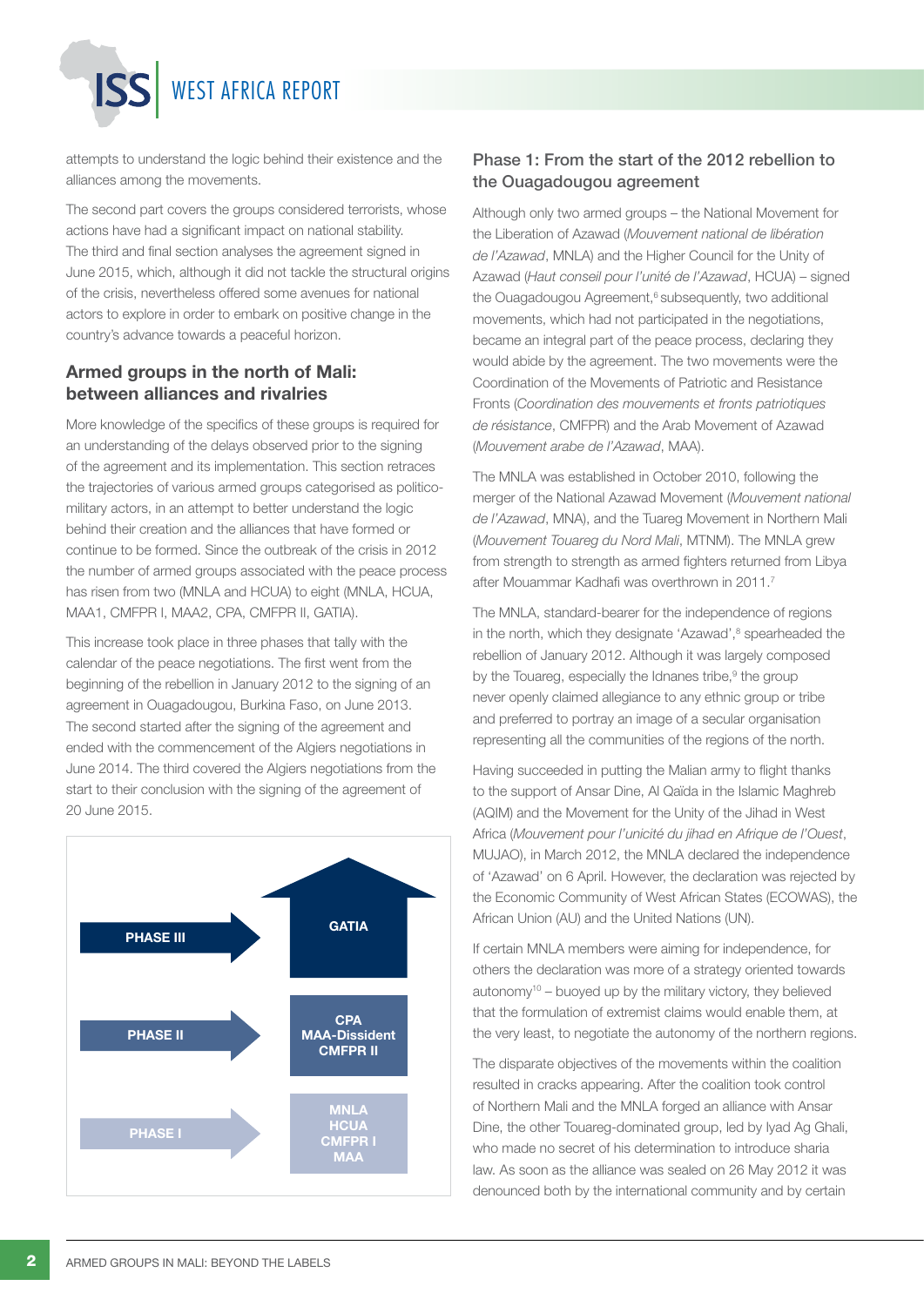attempts to understand the logic behind their existence and the alliances among the movements.

The second part covers the groups considered terrorists, whose actions have had a significant impact on national stability. The third and final section analyses the agreement signed in June 2015, which, although it did not tackle the structural origins of the crisis, nevertheless offered some avenues for national actors to explore in order to embark on positive change in the country's advance towards a peaceful horizon.

## Armed groups in the north of Mali: between alliances and rivalries

More knowledge of the specifics of these groups is required for an understanding of the delays observed prior to the signing of the agreement and its implementation. This section retraces the trajectories of various armed groups categorised as politico-military actors, in an attempt to better understand the logic behind their creation and the alliances that have formed or continue to be formed. Since the outbreak of the crisis in 2012 the number of armed groups associated with the peace process has risen from two (MNLA and HCUA) to eight (MNLA, HCUA, MAA1, CMFPR I, MAA2, CPA, CMFPR II, GATIA).

This increase took place in three phases that tally with the calendar of the peace negotiations. The first went from the beginning of the rebellion in January 2012 to the signing of an agreement in Ouagadougou, Burkina Faso, on June 2013. The second started after the signing of the agreement and ended with the commencement of the Algiers negotiations in June 2014. The third covered the Algiers negotiations from the start to their conclusion with the signing of the agreement of 20 June 2015.

| Phase | Groups |
|---|---|
| PHASE III | GATIA |
| PHASE II | CPA<br>MAA-Dissident<br>CMFPR II |
| PHASE I | MNLA<br>HCUA<br>CMFPR I<br>MAA |

### Phase 1: From the start of the 2012 rebellion to the Ouagadougou agreement

Although only two armed groups – the National Movement for the Liberation of Azawad (*Mouvement national de libération de l'Azawad*, MNLA) and the Higher Council for the Unity of Azawad (*Haut conseil pour l'unité de l'Azawad*, HCUA) – signed the Ouagadougou Agreement,[6] subsequently, two additional movements, which had not participated in the negotiations, became an integral part of the peace process, declaring they would abide by the agreement. The two movements were the Coordination of the Movements of Patriotic and Resistance Fronts (*Coordination des mouvements et fronts patriotiques de résistance*, CMFPR) and the Arab Movement of Azawad (*Mouvement arabe de l'Azawad*, MAA).

The MNLA was established in October 2010, following the merger of the National Azawad Movement (*Mouvement national de l'Azawad*, MNA), and the Tuareg Movement in Northern Mali (*Mouvement Touareg du Nord Mali*, MTNM). The MNLA grew from strength to strength as armed fighters returned from Libya after Mouammar Kadhafi was overthrown in 2011.[7]

The MNLA, standard-bearer for the independence of regions in the north, which they designate 'Azawad',[8] spearheaded the rebellion of January 2012. Although it was largely composed by the Touareg, especially the Idnanes tribe,[9] the group never openly claimed allegiance to any ethnic group or tribe and preferred to portray an image of a secular organisation representing all the communities of the regions of the north.

Having succeeded in putting the Malian army to flight thanks to the support of Ansar Dine, Al Qaïda in the Islamic Maghreb (AQIM) and the Movement for the Unity of the Jihad in West Africa (*Mouvement pour l'unicité du jihad en Afrique de l'Ouest*, MUJAO), in March 2012, the MNLA declared the independence of 'Azawad' on 6 April. However, the declaration was rejected by the Economic Community of West African States (ECOWAS), the African Union (AU) and the United Nations (UN).

If certain MNLA members were aiming for independence, for others the declaration was more of a strategy oriented towards autonomy[10] – buoyed up by the military victory, they believed that the formulation of extremist claims would enable them, at the very least, to negotiate the autonomy of the northern regions.

The disparate objectives of the movements within the coalition resulted in cracks appearing. After the coalition took control of Northern Mali and the MNLA forged an alliance with Ansar Dine, the other Touareg-dominated group, led by Iyad Ag Ghali, who made no secret of his determination to introduce sharia law. As soon as the alliance was sealed on 26 May 2012 it was denounced both by the international community and by certain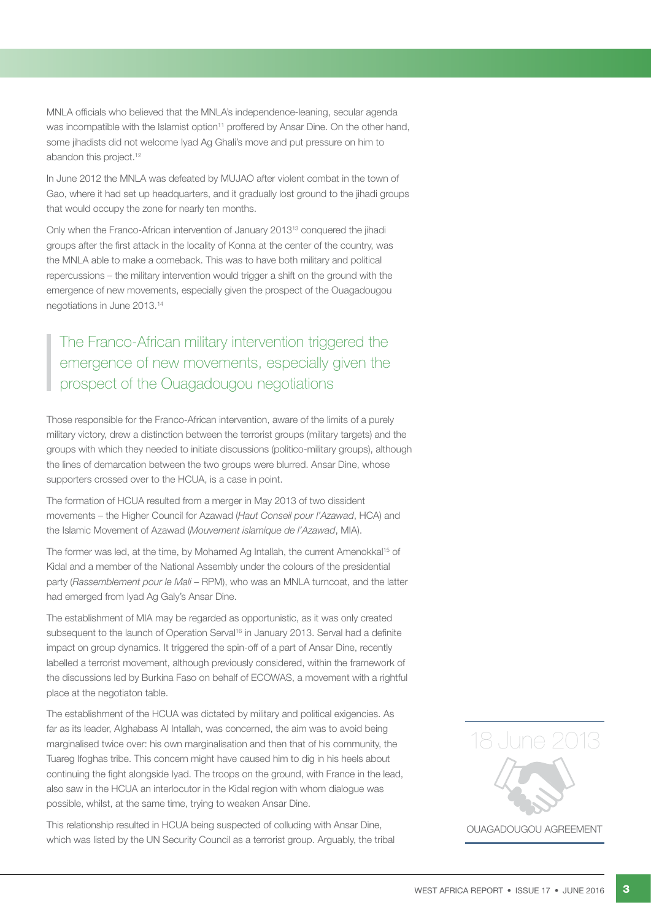MNLA officials who believed that the MNLA's independence-leaning, secular agenda was incompatible with the Islamist option[11] proffered by Ansar Dine. On the other hand, some jihadists did not welcome Iyad Ag Ghali's move and put pressure on him to abandon this project.[12]

In June 2012 the MNLA was defeated by MUJAO after violent combat in the town of Gao, where it had set up headquarters, and it gradually lost ground to the jihadi groups that would occupy the zone for nearly ten months.

Only when the Franco-African intervention of January 2013[13] conquered the jihadi groups after the first attack in the locality of Konna at the center of the country, was the MNLA able to make a comeback. This was to have both military and political repercussions – the military intervention would trigger a shift on the ground with the emergence of new movements, especially given the prospect of the Ouagadougou negotiations in June 2013.[14]

> The Franco-African military intervention triggered the emergence of new movements, especially given the prospect of the Ouagadougou negotiations

Those responsible for the Franco-African intervention, aware of the limits of a purely military victory, drew a distinction between the terrorist groups (military targets) and the groups with which they needed to initiate discussions (politico-military groups), although the lines of demarcation between the two groups were blurred. Ansar Dine, whose supporters crossed over to the HCUA, is a case in point.

The formation of HCUA resulted from a merger in May 2013 of two dissident movements – the Higher Council for Azawad (*Haut Conseil pour l'Azawad*, HCA) and the Islamic Movement of Azawad (*Mouvement islamique de l'Azawad*, MIA).

The former was led, at the time, by Mohamed Ag Intallah, the current Amenokkal[15] of Kidal and a member of the National Assembly under the colours of the presidential party (*Rassemblement pour le Mali* – RPM), who was an MNLA turncoat, and the latter had emerged from Iyad Ag Galy's Ansar Dine.

The establishment of MIA may be regarded as opportunistic, as it was only created subsequent to the launch of Operation Serval[16] in January 2013. Serval had a definite impact on group dynamics. It triggered the spin-off of a part of Ansar Dine, recently labelled a terrorist movement, although previously considered, within the framework of the discussions led by Burkina Faso on behalf of ECOWAS, a movement with a rightful place at the negotiaton table.

The establishment of the HCUA was dictated by military and political exigencies. As far as its leader, Alghabass Al Intallah, was concerned, the aim was to avoid being marginalised twice over: his own marginalisation and then that of his community, the Tuareg Ifoghas tribe. This concern might have caused him to dig in his heels about continuing the fight alongside Iyad. The troops on the ground, with France in the lead, also saw in the HCUA an interlocutor in the Kidal region with whom dialogue was possible, whilst, at the same time, trying to weaken Ansar Dine.

This relationship resulted in HCUA being suspected of colluding with Ansar Dine, which was listed by the UN Security Council as a terrorist group. Arguably, the tribal

18 June 2013

OUAGADOUGOU AGREEMENT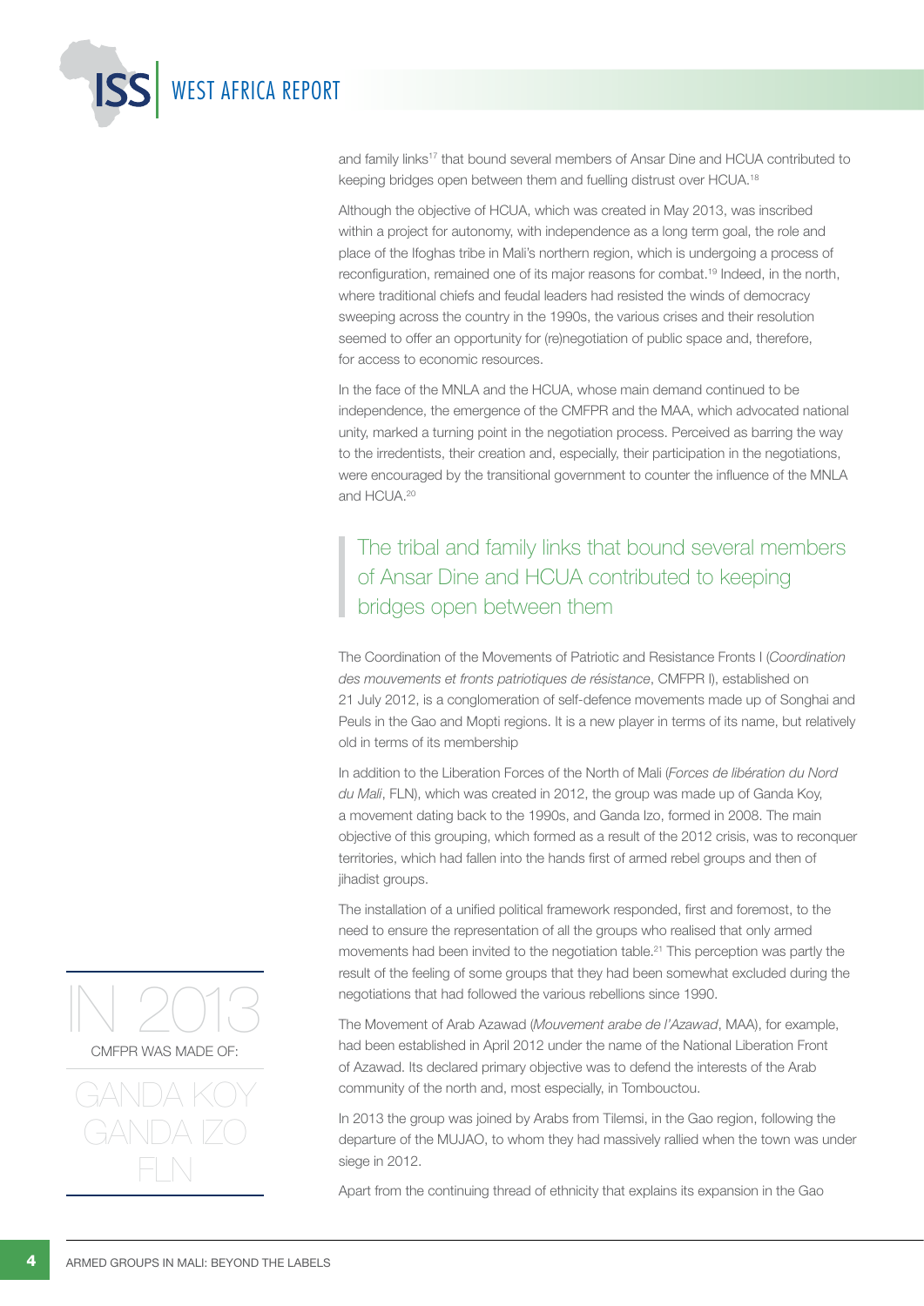and family links[17] that bound several members of Ansar Dine and HCUA contributed to keeping bridges open between them and fuelling distrust over HCUA.[18]

Although the objective of HCUA, which was created in May 2013, was inscribed within a project for autonomy, with independence as a long term goal, the role and place of the Ifoghas tribe in Mali's northern region, which is undergoing a process of reconfiguration, remained one of its major reasons for combat.[19] Indeed, in the north, where traditional chiefs and feudal leaders had resisted the winds of democracy sweeping across the country in the 1990s, the various crises and their resolution seemed to offer an opportunity for (re)negotiation of public space and, therefore, for access to economic resources.

In the face of the MNLA and the HCUA, whose main demand continued to be independence, the emergence of the CMFPR and the MAA, which advocated national unity, marked a turning point in the negotiation process. Perceived as barring the way to the irredentists, their creation and, especially, their participation in the negotiations, were encouraged by the transitional government to counter the influence of the MNLA and HCUA.[20]

> The tribal and family links that bound several members of Ansar Dine and HCUA contributed to keeping bridges open between them

The Coordination of the Movements of Patriotic and Resistance Fronts I (*Coordination des mouvements et fronts patriotiques de résistance*, CMFPR I), established on 21 July 2012, is a conglomeration of self-defence movements made up of Songhai and Peuls in the Gao and Mopti regions. It is a new player in terms of its name, but relatively old in terms of its membership

In addition to the Liberation Forces of the North of Mali (*Forces de libération du Nord du Mali*, FLN), which was created in 2012, the group was made up of Ganda Koy, a movement dating back to the 1990s, and Ganda Izo, formed in 2008. The main objective of this grouping, which formed as a result of the 2012 crisis, was to reconquer territories, which had fallen into the hands first of armed rebel groups and then of jihadist groups.

The installation of a unified political framework responded, first and foremost, to the need to ensure the representation of all the groups who realised that only armed movements had been invited to the negotiation table.[21] This perception was partly the result of the feeling of some groups that they had been somewhat excluded during the negotiations that had followed the various rebellions since 1990.

The Movement of Arab Azawad (*Mouvement arabe de l'Azawad*, MAA), for example, had been established in April 2012 under the name of the National Liberation Front of Azawad. Its declared primary objective was to defend the interests of the Arab community of the north and, most especially, in Tombouctou.

In 2013 the group was joined by Arabs from Tilemsi, in the Gao region, following the departure of the MUJAO, to whom they had massively rallied when the town was under siege in 2012.

Apart from the continuing thread of ethnicity that explains its expansion in the Gao

> IN 2013
> CMFPR WAS MADE OF:
> GANDA KOY
> GANDA IZO
> FLN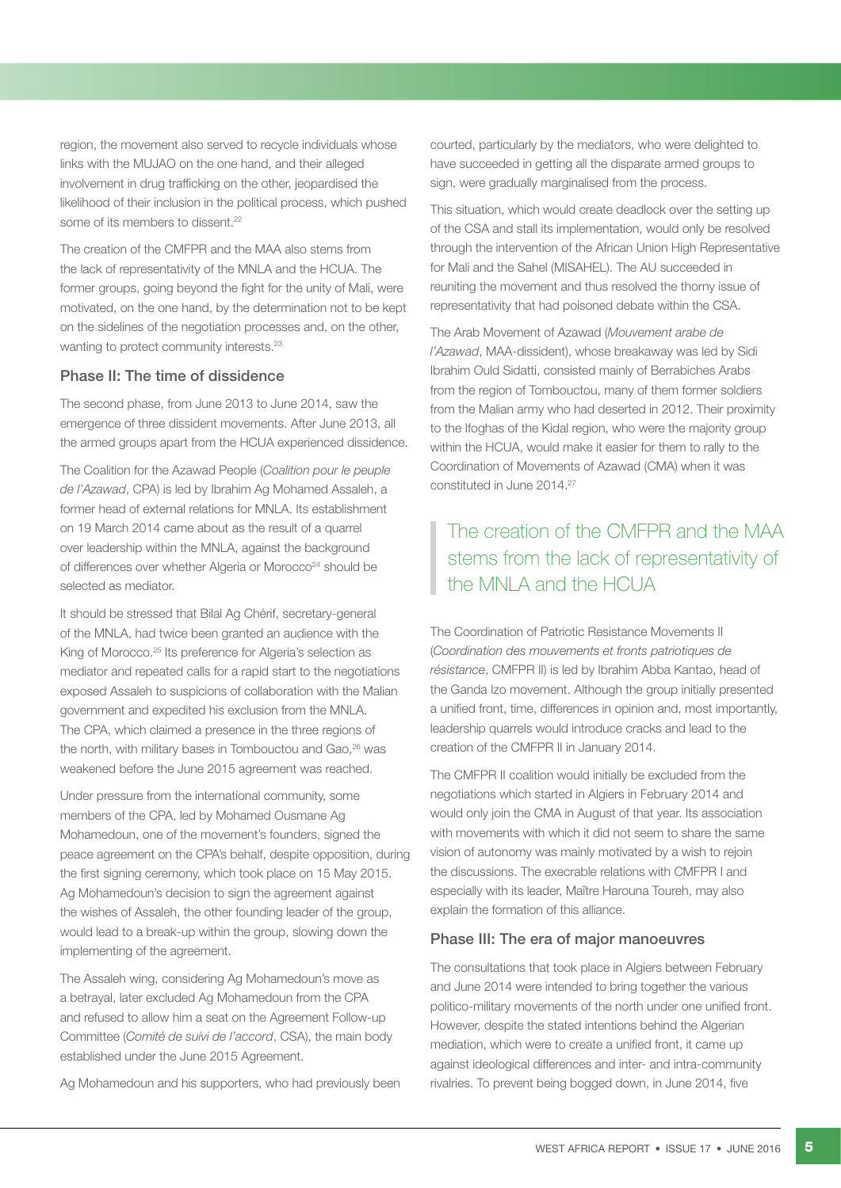region, the movement also served to recycle individuals whose links with the MUJAO on the one hand, and their alleged involvement in drug trafficking on the other, jeopardised the likelihood of their inclusion in the political process, which pushed some of its members to dissent.[22]

The creation of the CMFPR and the MAA also stems from the lack of representativity of the MNLA and the HCUA. The former groups, going beyond the fight for the unity of Mali, were motivated, on the one hand, by the determination not to be kept on the sidelines of the negotiation processes and, on the other, wanting to protect community interests.[23]

### Phase II: The time of dissidence

The second phase, from June 2013 to June 2014, saw the emergence of three dissident movements. After June 2013, all the armed groups apart from the HCUA experienced dissidence.

The Coalition for the Azawad People (*Coalition pour le peuple de l'Azawad*, CPA) is led by Ibrahim Ag Mohamed Assaleh, a former head of external relations for MNLA. Its establishment on 19 March 2014 came about as the result of a quarrel over leadership within the MNLA, against the background of differences over whether Algeria or Morocco[24] should be selected as mediator.

It should be stressed that Bilal Ag Chérif, secretary-general of the MNLA, had twice been granted an audience with the King of Morocco.[25] Its preference for Algeria's selection as mediator and repeated calls for a rapid start to the negotiations exposed Assaleh to suspicions of collaboration with the Malian government and expedited his exclusion from the MNLA. The CPA, which claimed a presence in the three regions of the north, with military bases in Tombouctou and Gao,[26] was weakened before the June 2015 agreement was reached.

Under pressure from the international community, some members of the CPA, led by Mohamed Ousmane Ag Mohamedoun, one of the movement's founders, signed the peace agreement on the CPA's behalf, despite opposition, during the first signing ceremony, which took place on 15 May 2015. Ag Mohamedoun's decision to sign the agreement against the wishes of Assaleh, the other founding leader of the group, would lead to a break-up within the group, slowing down the implementing of the agreement.

The Assaleh wing, considering Ag Mohamedoun's move as a betrayal, later excluded Ag Mohamedoun from the CPA and refused to allow him a seat on the Agreement Follow-up Committee (*Comité de suivi de l'accord*, CSA), the main body established under the June 2015 Agreement.

Ag Mohamedoun and his supporters, who had previously been courted, particularly by the mediators, who were delighted to have succeeded in getting all the disparate armed groups to sign, were gradually marginalised from the process.

This situation, which would create deadlock over the setting up of the CSA and stall its implementation, would only be resolved through the intervention of the African Union High Representative for Mali and the Sahel (MISAHEL). The AU succeeded in reuniting the movement and thus resolved the thorny issue of representativity that had poisoned debate within the CSA.

The Arab Movement of Azawad (*Mouvement arabe de l'Azawad*, MAA-dissident), whose breakaway was led by Sidi Ibrahim Ould Sidatti, consisted mainly of Berrabiches Arabs from the region of Tombouctou, many of them former soldiers from the Malian army who had deserted in 2012. Their proximity to the Ifoghas of the Kidal region, who were the majority group within the HCUA, would make it easier for them to rally to the Coordination of Movements of Azawad (CMA) when it was constituted in June 2014.[27]

> The creation of the CMFPR and the MAA stems from the lack of representativity of the MNLA and the HCUA

The Coordination of Patriotic Resistance Movements II (*Coordination des mouvements et fronts patriotiques de résistance*, CMFPR II) is led by Ibrahim Abba Kantao, head of the Ganda Izo movement. Although the group initially presented a unified front, time, differences in opinion and, most importantly, leadership quarrels would introduce cracks and lead to the creation of the CMFPR II in January 2014.

The CMFPR II coalition would initially be excluded from the negotiations which started in Algiers in February 2014 and would only join the CMA in August of that year. Its association with movements with which it did not seem to share the same vision of autonomy was mainly motivated by a wish to rejoin the discussions. The execrable relations with CMFPR I and especially with its leader, Maître Harouna Toureh, may also explain the formation of this alliance.

### Phase III: The era of major manoeuvres

The consultations that took place in Algiers between February and June 2014 were intended to bring together the various politico-military movements of the north under one unified front. However, despite the stated intentions behind the Algerian mediation, which were to create a unified front, it came up against ideological differences and inter- and intra-community rivalries. To prevent being bogged down, in June 2014, five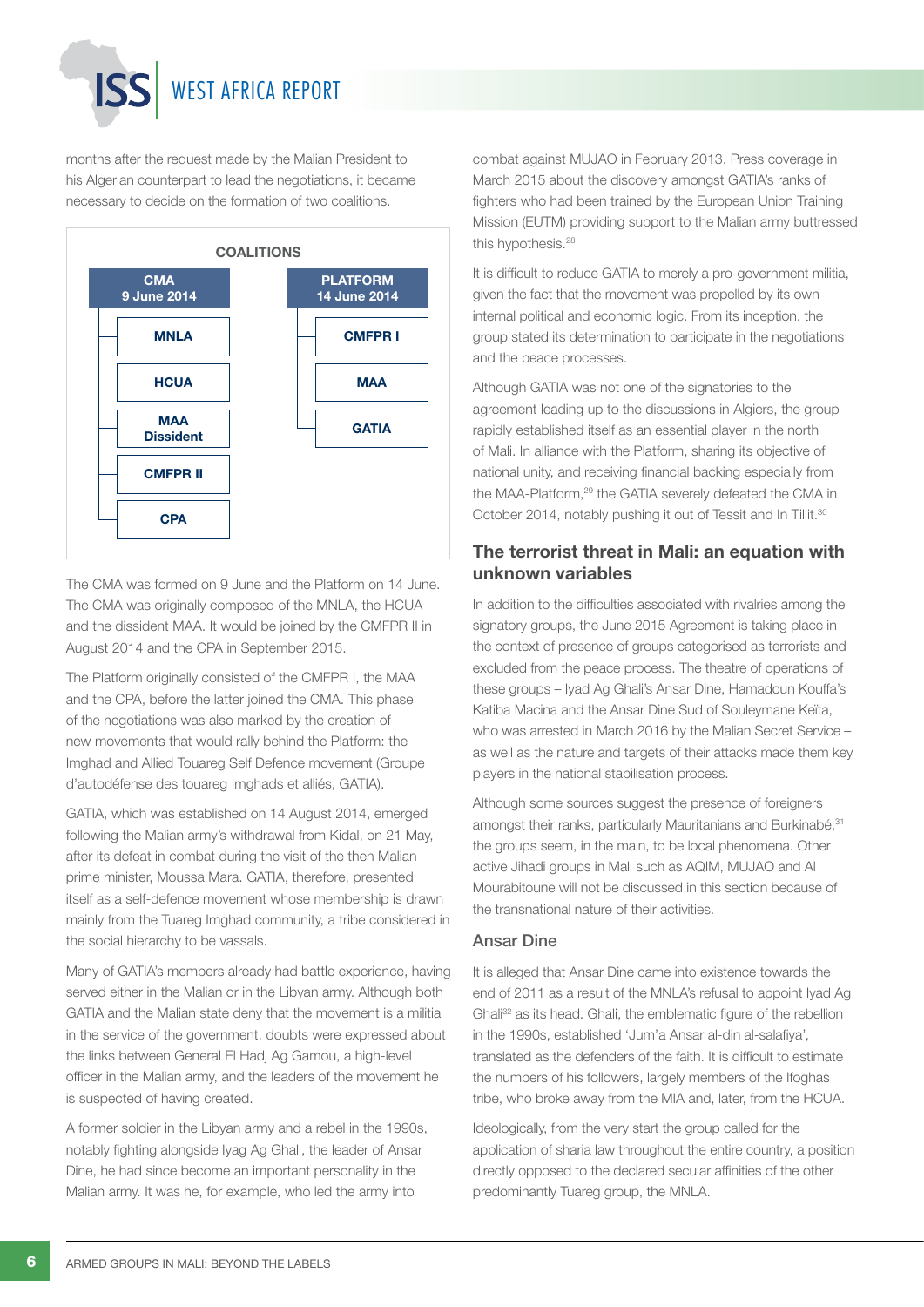months after the request made by the Malian President to his Algerian counterpart to lead the negotiations, it became necessary to decide on the formation of two coalitions.

**COALITIONS**

| CMA 9 June 2014 | PLATFORM 14 June 2014 |
|---|---|
| MNLA | CMFPR I |
| HCUA | MAA |
| MAA Dissident | GATIA |
| CMFPR II | |
| CPA | |

The CMA was formed on 9 June and the Platform on 14 June. The CMA was originally composed of the MNLA, the HCUA and the dissident MAA. It would be joined by the CMFPR II in August 2014 and the CPA in September 2015.

The Platform originally consisted of the CMFPR I, the MAA and the CPA, before the latter joined the CMA. This phase of the negotiations was also marked by the creation of new movements that would rally behind the Platform: the Imghad and Allied Touareg Self Defence movement (Groupe d'autodéfense des touareg Imghads et alliés, GATIA).

GATIA, which was established on 14 August 2014, emerged following the Malian army's withdrawal from Kidal, on 21 May, after its defeat in combat during the visit of the then Malian prime minister, Moussa Mara. GATIA, therefore, presented itself as a self-defence movement whose membership is drawn mainly from the Tuareg Imghad community, a tribe considered in the social hierarchy to be vassals.

Many of GATIA's members already had battle experience, having served either in the Malian or in the Libyan army. Although both GATIA and the Malian state deny that the movement is a militia in the service of the government, doubts were expressed about the links between General El Hadj Ag Gamou, a high-level officer in the Malian army, and the leaders of the movement he is suspected of having created.

A former soldier in the Libyan army and a rebel in the 1990s, notably fighting alongside Iyag Ag Ghali, the leader of Ansar Dine, he had since become an important personality in the Malian army. It was he, for example, who led the army into combat against MUJAO in February 2013. Press coverage in March 2015 about the discovery amongst GATIA's ranks of fighters who had been trained by the European Union Training Mission (EUTM) providing support to the Malian army buttressed this hypothesis.[28]

It is difficult to reduce GATIA to merely a pro-government militia, given the fact that the movement was propelled by its own internal political and economic logic. From its inception, the group stated its determination to participate in the negotiations and the peace processes.

Although GATIA was not one of the signatories to the agreement leading up to the discussions in Algiers, the group rapidly established itself as an essential player in the north of Mali. In alliance with the Platform, sharing its objective of national unity, and receiving financial backing especially from the MAA-Platform,[29] the GATIA severely defeated the CMA in October 2014, notably pushing it out of Tessit and In Tillit.[30]

## The terrorist threat in Mali: an equation with unknown variables

In addition to the difficulties associated with rivalries among the signatory groups, the June 2015 Agreement is taking place in the context of presence of groups categorised as terrorists and excluded from the peace process. The theatre of operations of these groups – Iyad Ag Ghali's Ansar Dine, Hamadoun Kouffa's Katiba Macina and the Ansar Dine Sud of Souleymane Keïta, who was arrested in March 2016 by the Malian Secret Service – as well as the nature and targets of their attacks made them key players in the national stabilisation process.

Although some sources suggest the presence of foreigners amongst their ranks, particularly Mauritanians and Burkinabé,[31] the groups seem, in the main, to be local phenomena. Other active Jihadi groups in Mali such as AQIM, MUJAO and Al Mourabitoune will not be discussed in this section because of the transnational nature of their activities.

### Ansar Dine

It is alleged that Ansar Dine came into existence towards the end of 2011 as a result of the MNLA's refusal to appoint Iyad Ag Ghali[32] as its head. Ghali, the emblematic figure of the rebellion in the 1990s, established 'Jum'a Ansar al-din al-salafiya', translated as the defenders of the faith. It is difficult to estimate the numbers of his followers, largely members of the Ifoghas tribe, who broke away from the MIA and, later, from the HCUA.

Ideologically, from the very start the group called for the application of sharia law throughout the entire country, a position directly opposed to the declared secular affinities of the other predominantly Tuareg group, the MNLA.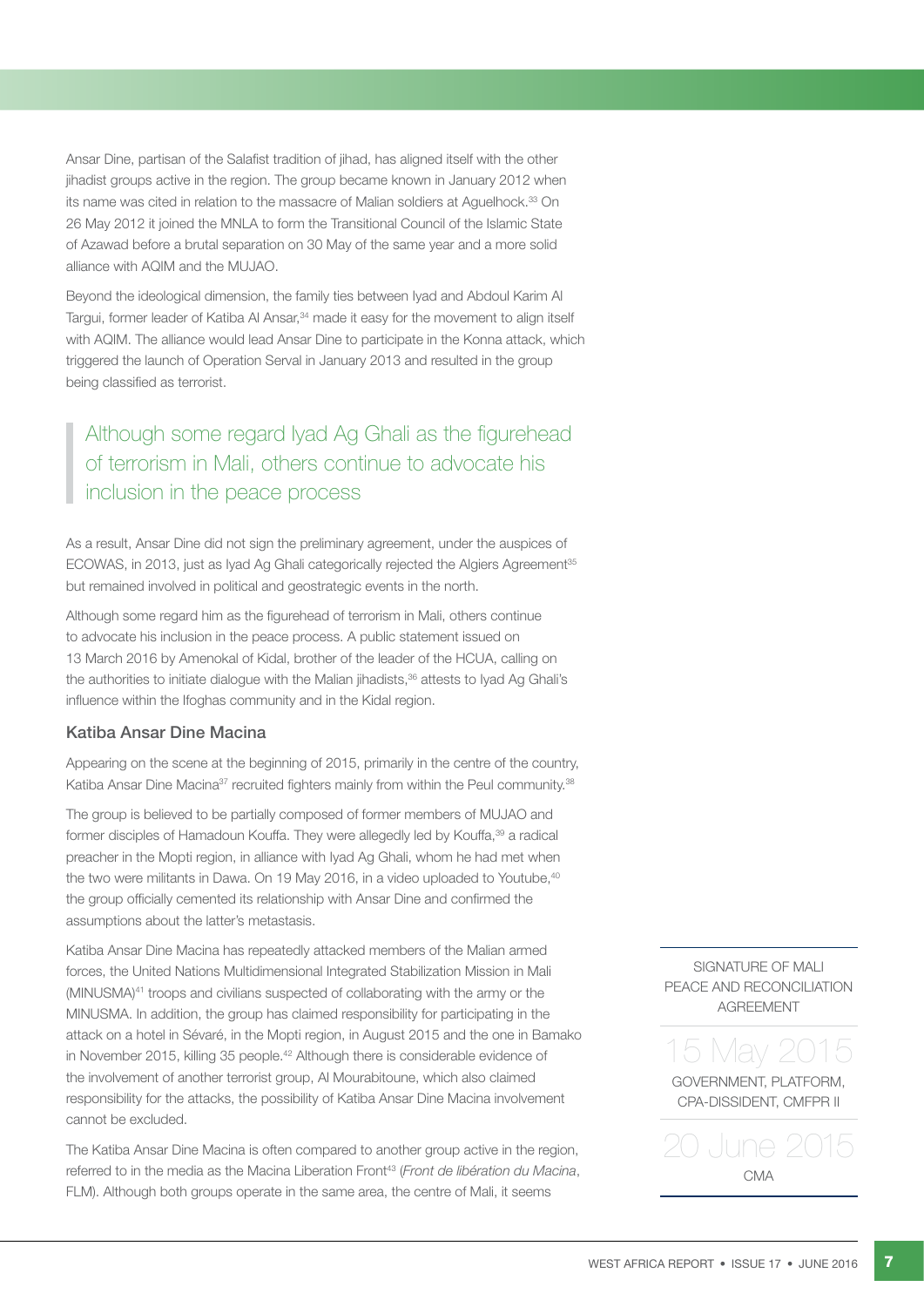Ansar Dine, partisan of the Salafist tradition of jihad, has aligned itself with the other jihadist groups active in the region. The group became known in January 2012 when its name was cited in relation to the massacre of Malian soldiers at Aguelhock.[33] On 26 May 2012 it joined the MNLA to form the Transitional Council of the Islamic State of Azawad before a brutal separation on 30 May of the same year and a more solid alliance with AQIM and the MUJAO.

Beyond the ideological dimension, the family ties between Iyad and Abdoul Karim Al Targui, former leader of Katiba Al Ansar,[34] made it easy for the movement to align itself with AQIM. The alliance would lead Ansar Dine to participate in the Konna attack, which triggered the launch of Operation Serval in January 2013 and resulted in the group being classified as terrorist.

> Although some regard Iyad Ag Ghali as the figurehead of terrorism in Mali, others continue to advocate his inclusion in the peace process

As a result, Ansar Dine did not sign the preliminary agreement, under the auspices of ECOWAS, in 2013, just as Iyad Ag Ghali categorically rejected the Algiers Agreement[35] but remained involved in political and geostrategic events in the north.

Although some regard him as the figurehead of terrorism in Mali, others continue to advocate his inclusion in the peace process. A public statement issued on 13 March 2016 by Amenokal of Kidal, brother of the leader of the HCUA, calling on the authorities to initiate dialogue with the Malian jihadists,[36] attests to Iyad Ag Ghali's influence within the Ifoghas community and in the Kidal region.

### Katiba Ansar Dine Macina

Appearing on the scene at the beginning of 2015, primarily in the centre of the country, Katiba Ansar Dine Macina[37] recruited fighters mainly from within the Peul community.[38]

The group is believed to be partially composed of former members of MUJAO and former disciples of Hamadoun Kouffa. They were allegedly led by Kouffa,[39] a radical preacher in the Mopti region, in alliance with Iyad Ag Ghali, whom he had met when the two were militants in Dawa. On 19 May 2016, in a video uploaded to Youtube,[40] the group officially cemented its relationship with Ansar Dine and confirmed the assumptions about the latter's metastasis.

Katiba Ansar Dine Macina has repeatedly attacked members of the Malian armed forces, the United Nations Multidimensional Integrated Stabilization Mission in Mali (MINUSMA)[41] troops and civilians suspected of collaborating with the army or the MINUSMA. In addition, the group has claimed responsibility for participating in the attack on a hotel in Sévaré, in the Mopti region, in August 2015 and the one in Bamako in November 2015, killing 35 people.[42] Although there is considerable evidence of the involvement of another terrorist group, Al Mourabitoune, which also claimed responsibility for the attacks, the possibility of Katiba Ansar Dine Macina involvement cannot be excluded.

The Katiba Ansar Dine Macina is often compared to another group active in the region, referred to in the media as the Macina Liberation Front[43] (*Front de libération du Macina*, FLM). Although both groups operate in the same area, the centre of Mali, it seems

SIGNATURE OF MALI PEACE AND RECONCILIATION AGREEMENT

15 May 2015

GOVERNMENT, PLATFORM, CPA-DISSIDENT, CMFPR II

20 June 2015

CMA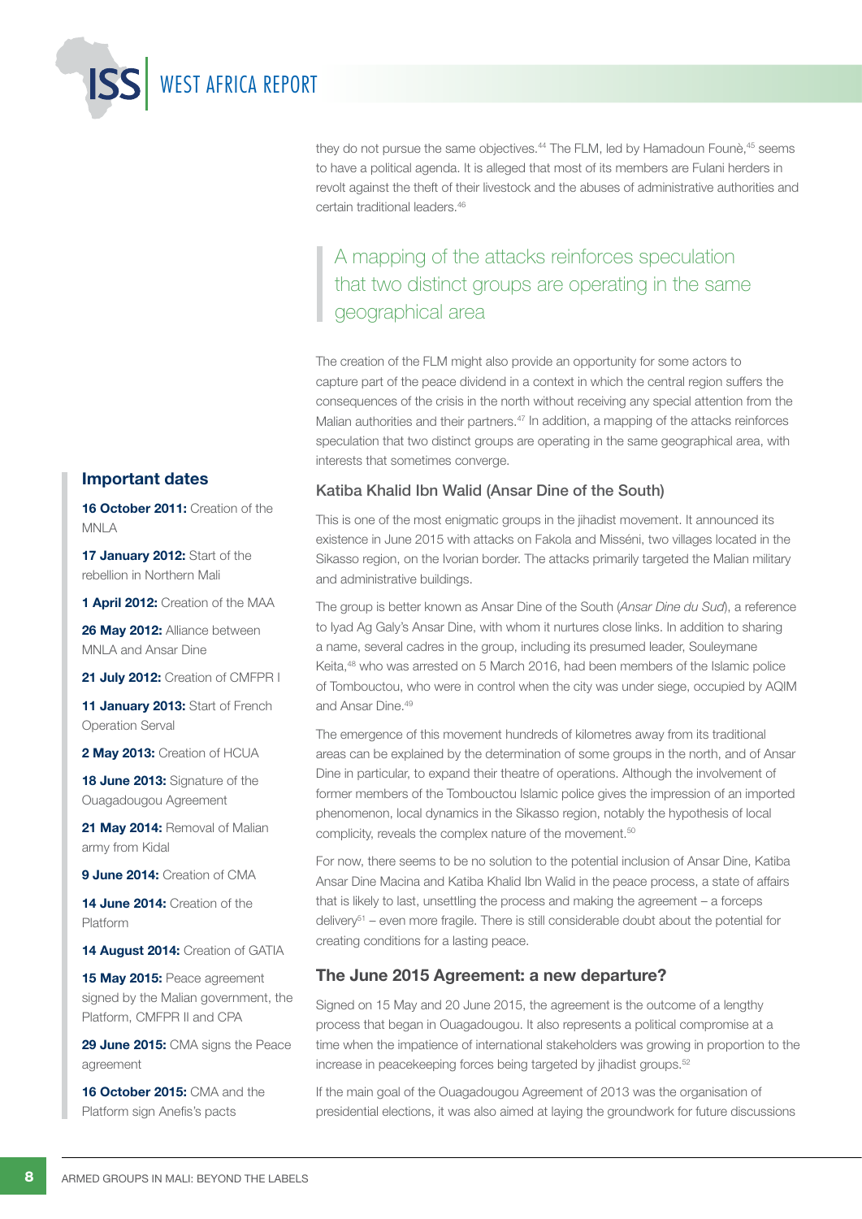they do not pursue the same objectives.[44] The FLM, led by Hamadoun Founè,[45] seems to have a political agenda. It is alleged that most of its members are Fulani herders in revolt against the theft of their livestock and the abuses of administrative authorities and certain traditional leaders.[46]

> A mapping of the attacks reinforces speculation that two distinct groups are operating in the same geographical area

The creation of the FLM might also provide an opportunity for some actors to capture part of the peace dividend in a context in which the central region suffers the consequences of the crisis in the north without receiving any special attention from the Malian authorities and their partners.[47] In addition, a mapping of the attacks reinforces speculation that two distinct groups are operating in the same geographical area, with interests that sometimes converge.

### Katiba Khalid Ibn Walid (Ansar Dine of the South)

This is one of the most enigmatic groups in the jihadist movement. It announced its existence in June 2015 with attacks on Fakola and Misséni, two villages located in the Sikasso region, on the Ivorian border. The attacks primarily targeted the Malian military and administrative buildings.

The group is better known as Ansar Dine of the South (*Ansar Dine du Sud*), a reference to Iyad Ag Galy's Ansar Dine, with whom it nurtures close links. In addition to sharing a name, several cadres in the group, including its presumed leader, Souleymane Keita,[48] who was arrested on 5 March 2016, had been members of the Islamic police of Tombouctou, who were in control when the city was under siege, occupied by AQIM and Ansar Dine.[49]

The emergence of this movement hundreds of kilometres away from its traditional areas can be explained by the determination of some groups in the north, and of Ansar Dine in particular, to expand their theatre of operations. Although the involvement of former members of the Tombouctou Islamic police gives the impression of an imported phenomenon, local dynamics in the Sikasso region, notably the hypothesis of local complicity, reveals the complex nature of the movement.[50]

For now, there seems to be no solution to the potential inclusion of Ansar Dine, Katiba Ansar Dine Macina and Katiba Khalid Ibn Walid in the peace process, a state of affairs that is likely to last, unsettling the process and making the agreement – a forceps delivery[51] – even more fragile. There is still considerable doubt about the potential for creating conditions for a lasting peace.

## The June 2015 Agreement: a new departure?

Signed on 15 May and 20 June 2015, the agreement is the outcome of a lengthy process that began in Ouagadougou. It also represents a political compromise at a time when the impatience of international stakeholders was growing in proportion to the increase in peacekeeping forces being targeted by jihadist groups.[52]

If the main goal of the Ouagadougou Agreement of 2013 was the organisation of presidential elections, it was also aimed at laying the groundwork for future discussions

### Important dates

**16 October 2011:** Creation of the MNLA

**17 January 2012:** Start of the rebellion in Northern Mali

**1 April 2012:** Creation of the MAA

**26 May 2012:** Alliance between MNLA and Ansar Dine

**21 July 2012:** Creation of CMFPR I

**11 January 2013:** Start of French Operation Serval

**2 May 2013:** Creation of HCUA

**18 June 2013:** Signature of the Ouagadougou Agreement

**21 May 2014:** Removal of Malian army from Kidal

**9 June 2014:** Creation of CMA

**14 June 2014:** Creation of the Platform

**14 August 2014:** Creation of GATIA

**15 May 2015:** Peace agreement signed by the Malian government, the Platform, CMFPR II and CPA

**29 June 2015:** CMA signs the Peace agreement

**16 October 2015:** CMA and the Platform sign Anefis's pacts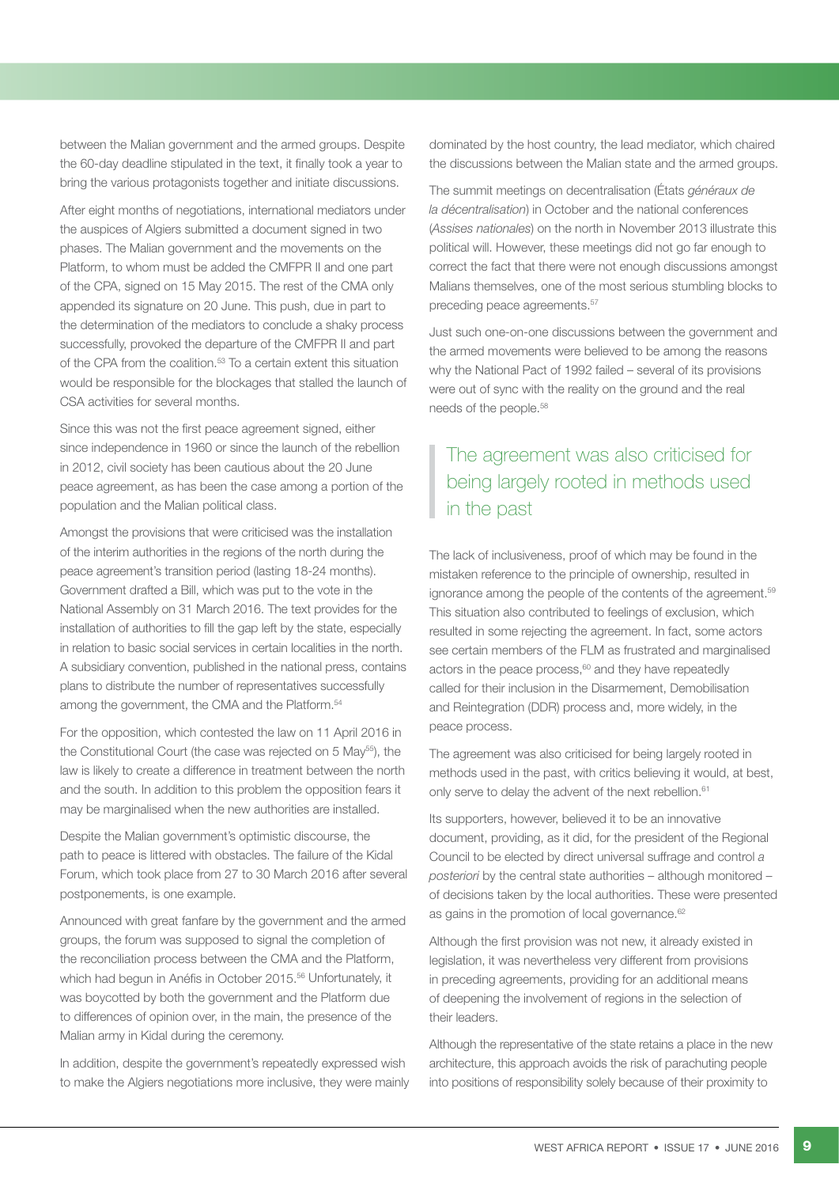between the Malian government and the armed groups. Despite the 60-day deadline stipulated in the text, it finally took a year to bring the various protagonists together and initiate discussions.

After eight months of negotiations, international mediators under the auspices of Algiers submitted a document signed in two phases. The Malian government and the movements on the Platform, to whom must be added the CMFPR II and one part of the CPA, signed on 15 May 2015. The rest of the CMA only appended its signature on 20 June. This push, due in part to the determination of the mediators to conclude a shaky process successfully, provoked the departure of the CMFPR II and part of the CPA from the coalition.[53] To a certain extent this situation would be responsible for the blockages that stalled the launch of CSA activities for several months.

Since this was not the first peace agreement signed, either since independence in 1960 or since the launch of the rebellion in 2012, civil society has been cautious about the 20 June peace agreement, as has been the case among a portion of the population and the Malian political class.

Amongst the provisions that were criticised was the installation of the interim authorities in the regions of the north during the peace agreement's transition period (lasting 18-24 months). Government drafted a Bill, which was put to the vote in the National Assembly on 31 March 2016. The text provides for the installation of authorities to fill the gap left by the state, especially in relation to basic social services in certain localities in the north. A subsidiary convention, published in the national press, contains plans to distribute the number of representatives successfully among the government, the CMA and the Platform.[54]

For the opposition, which contested the law on 11 April 2016 in the Constitutional Court (the case was rejected on 5 May[55]), the law is likely to create a difference in treatment between the north and the south. In addition to this problem the opposition fears it may be marginalised when the new authorities are installed.

Despite the Malian government's optimistic discourse, the path to peace is littered with obstacles. The failure of the Kidal Forum, which took place from 27 to 30 March 2016 after several postponements, is one example.

Announced with great fanfare by the government and the armed groups, the forum was supposed to signal the completion of the reconciliation process between the CMA and the Platform, which had begun in Anéfis in October 2015.[56] Unfortunately, it was boycotted by both the government and the Platform due to differences of opinion over, in the main, the presence of the Malian army in Kidal during the ceremony.

In addition, despite the government's repeatedly expressed wish to make the Algiers negotiations more inclusive, they were mainly dominated by the host country, the lead mediator, which chaired the discussions between the Malian state and the armed groups.

The summit meetings on decentralisation (États *généraux de la décentralisation*) in October and the national conferences (*Assises nationales*) on the north in November 2013 illustrate this political will. However, these meetings did not go far enough to correct the fact that there were not enough discussions amongst Malians themselves, one of the most serious stumbling blocks to preceding peace agreements.[57]

Just such one-on-one discussions between the government and the armed movements were believed to be among the reasons why the National Pact of 1992 failed – several of its provisions were out of sync with the reality on the ground and the real needs of the people.[58]

> The agreement was also criticised for being largely rooted in methods used in the past

The lack of inclusiveness, proof of which may be found in the mistaken reference to the principle of ownership, resulted in ignorance among the people of the contents of the agreement.[59] This situation also contributed to feelings of exclusion, which resulted in some rejecting the agreement. In fact, some actors see certain members of the FLM as frustrated and marginalised actors in the peace process,[60] and they have repeatedly called for their inclusion in the Disarmement, Demobilisation and Reintegration (DDR) process and, more widely, in the peace process.

The agreement was also criticised for being largely rooted in methods used in the past, with critics believing it would, at best, only serve to delay the advent of the next rebellion.[61]

Its supporters, however, believed it to be an innovative document, providing, as it did, for the president of the Regional Council to be elected by direct universal suffrage and control *a posteriori* by the central state authorities – although monitored – of decisions taken by the local authorities. These were presented as gains in the promotion of local governance.[62]

Although the first provision was not new, it already existed in legislation, it was nevertheless very different from provisions in preceding agreements, providing for an additional means of deepening the involvement of regions in the selection of their leaders.

Although the representative of the state retains a place in the new architecture, this approach avoids the risk of parachuting people into positions of responsibility solely because of their proximity to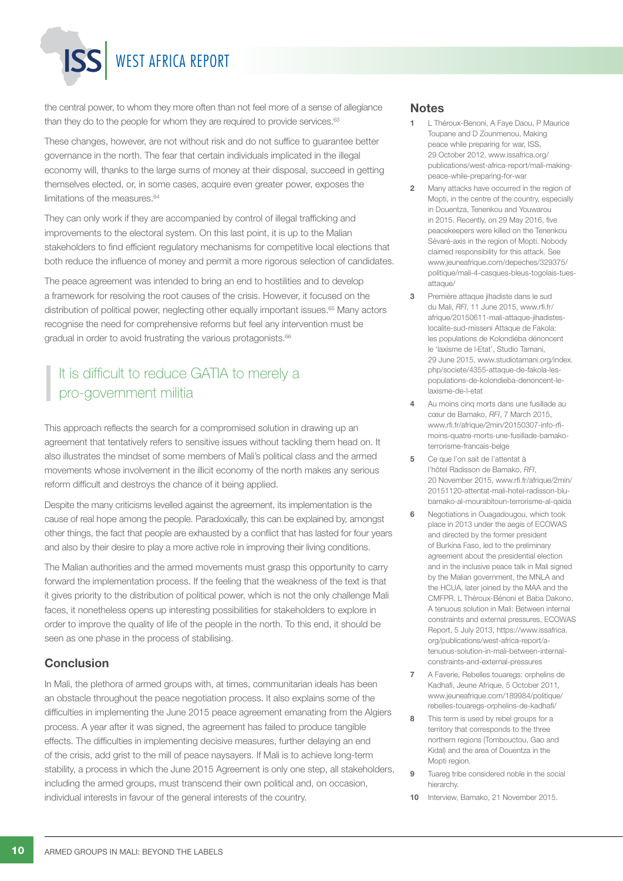the central power, to whom they more often than not feel more of a sense of allegiance than they do to the people for whom they are required to provide services.[63]

These changes, however, are not without risk and do not suffice to guarantee better governance in the north. The fear that certain individuals implicated in the illegal economy will, thanks to the large sums of money at their disposal, succeed in getting themselves elected, or, in some cases, acquire even greater power, exposes the limitations of the measures.[64]

They can only work if they are accompanied by control of illegal trafficking and improvements to the electoral system. On this last point, it is up to the Malian stakeholders to find efficient regulatory mechanisms for competitive local elections that both reduce the influence of money and permit a more rigorous selection of candidates.

The peace agreement was intended to bring an end to hostilities and to develop a framework for resolving the root causes of the crisis. However, it focused on the distribution of political power, neglecting other equally important issues.[65] Many actors recognise the need for comprehensive reforms but feel any intervention must be gradual in order to avoid frustrating the various protagonists.[66]

> It is difficult to reduce GATIA to merely a pro-government militia

This approach reflects the search for a compromised solution in drawing up an agreement that tentatively refers to sensitive issues without tackling them head on. It also illustrates the mindset of some members of Mali's political class and the armed movements whose involvement in the illicit economy of the north makes any serious reform difficult and destroys the chance of it being applied.

Despite the many criticisms levelled against the agreement, its implementation is the cause of real hope among the people. Paradoxically, this can be explained by, amongst other things, the fact that people are exhausted by a conflict that has lasted for four years and also by their desire to play a more active role in improving their living conditions.

The Malian authorities and the armed movements must grasp this opportunity to carry forward the implementation process. If the feeling that the weakness of the text is that it gives priority to the distribution of political power, which is not the only challenge Mali faces, it nonetheless opens up interesting possibilities for stakeholders to explore in order to improve the quality of life of the people in the north. To this end, it should be seen as one phase in the process of stabilising.

## Conclusion

In Mali, the plethora of armed groups with, at times, communitarian ideals has been an obstacle throughout the peace negotiation process. It also explains some of the difficulties in implementing the June 2015 peace agreement emanating from the Algiers process. A year after it was signed, the agreement has failed to produce tangible effects. The difficulties in implementing decisive measures, further delaying an end of the crisis, add grist to the mill of peace naysayers. If Mali is to achieve long-term stability, a process in which the June 2015 Agreement is only one step, all stakeholders, including the armed groups, must transcend their own political and, on occasion, individual interests in favour of the general interests of the country.

## Notes

1. L Théroux-Benoni, A Faye Daou, P Maurice Toupane and D Zounmenou, Making peace while preparing for war, ISS, 29 October 2012, www.issafrica.org/publications/west-africa-report/mali-making-peace-while-preparing-for-war
2. Many attacks have occurred in the region of Mopti, in the centre of the country, especially in Douentza, Tenenkou and Youwarou in 2015. Recently, on 29 May 2016, five peacekeepers were killed on the Tenenkou Sévaré-axis in the region of Mopti. Nobody claimed responsibility for this attack. See www.jeuneafrique.com/depeches/329375/politique/mali-4-casques-bleus-togolais-tues-attaque/
3. Première attaque jihadiste dans le sud du Mali, *RFI*, 11 June 2015, www.rfi.fr/afrique/20150611-mali-attaque-jihadistes-localite-sud-misseni Attaque de Fakola: les populations de Kolondiéba dénoncent le 'laxisme de l›Etat', Studio Tamani, 29 June 2015, www.studiotamani.org/index.php/societe/4355-attaque-de-fakola-les-populations-de-kolondieba-denoncent-le-laxisme-de-l-etat
4. Au moins cinq morts dans une fusillade au cœur de Bamako, *RFI*, 7 March 2015, www.rfi.fr/afrique/2min/20150307-info-rfi-moins-quatre-morts-une-fusillade-bamako-terrorisme-francais-belge
5. Ce que l'on sait de l'attentat à l'hôtel Radisson de Bamako, *RFI*, 20 November 2015, www.rfi.fr/afrique/2min/20151120-attentat-mali-hotel-radisson-blu-bamako-al-mourabitoun-terrorisme-al-qaida
6. Negotiations in Ouagadougou, which took place in 2013 under the aegis of ECOWAS and directed by the former president of Burkina Faso, led to the preliminary agreement about the presidential election and in the inclusive peace talk in Mali signed by the Malian government, the MNLA and the HCUA, later joined by the MAA and the CMFPR. L Théroux-Bénoni et Baba Dakono, A tenuous solution in Mali: Between internal constraints and external pressures, ECOWAS Report, 5 July 2013, https://www.issafrica.org/publications/west-africa-report/a-tenuous-solution-in-mali-between-internal-constraints-and-external-pressures
7. A Faverie, Rebelles touaregs: orphelins de Kadhafi, Jeune Afrique, 5 October 2011, www.jeuneafrique.com/189984/politique/rebelles-touaregs-orphelins-de-kadhafi/
8. This term is used by rebel groups for a territory that corresponds to the three northern regions (Tombouctou, Gao and Kidal) and the area of Douentza in the Mopti region.
9. Tuareg tribe considered noble in the social hierarchy.
10. Interview, Bamako, 21 November 2015.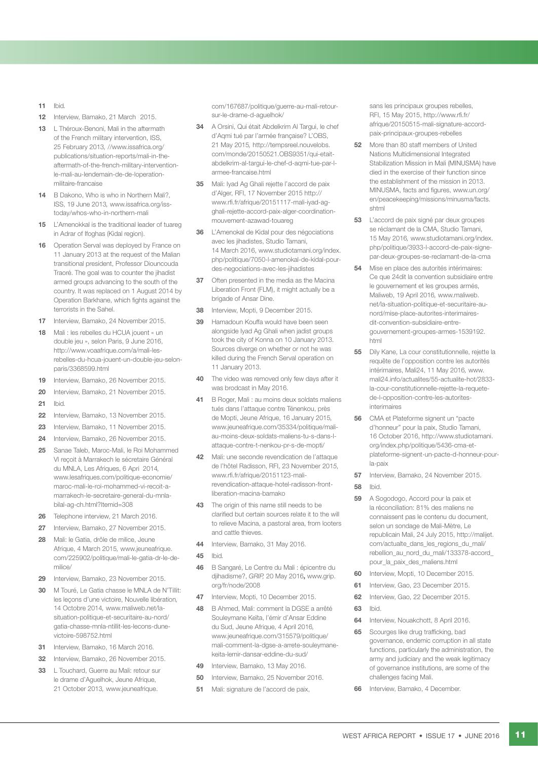11 Ibid.

12 Interview, Bamako, 21 March 2015.

13 L Théroux-Benoni, Mali in the aftermath of the French military intervention, ISS, 25 February 2013, //www.issafrica.org/publications/situation-reports/mali-in-the-aftermath-of-the-french-military-intervention-le-mali-au-lendemain-de-de-loperation-militaire-francaise

14 B Dakono, Who is who in Northern Mali?, ISS, 19 June 2013, www.issafrica.org/iss-today/whos-who-in-northern-mali

15 L'Amenokkal is the traditional leader of tuareg in Adrar of Ifoghas (Kidal region).

16 Operation Serval was deployed by France on 11 January 2013 at the request of the Malian transitional president, Professor Diouncouda Traoré. The goal was to counter the jihadist armed groups advancing to the south of the country. It was replaced on 1 August 2014 by Operation Barkhane, which fights against the terrorists in the Sahel.

17 Interview, Bamako, 24 November 2015.

18 Mali : les rebelles du HCUA jouent « un double jeu », selon Paris, 9 June 2016, http://www.voaafrique.com/a/mali-les-rebelles-du-hcua-jouent-un-double-jeu-selon-paris/3368599.html

19 Interview, Bamako, 26 November 2015.

20 Interview, Bamako, 21 November 2015.

21 Ibid.

22 Interview, Bamako, 13 November 2015.

23 Interview, Bamako, 11 November 2015.

24 Interview, Bamako, 26 November 2015.

25 Sanae Taleb, Maroc-Mali, le Roi Mohammed VI reçoit à Marrakech le secrétaire Général du MNLA, Les Afriques, 6 Apri 2014, www.lesafriques.com/politique-economie/maroc-mali-le-roi-mohammed-vi-recoit-a-marrakech-le-secretaire-general-du-mnla-bilal-ag-ch.html?Itemid=308

26 Telephone interview, 21 March 2016.

27 Interview, Bamako, 27 November 2015.

28 Mali: le Gatia, drôle de milice, Jeune Afrique, 4 March 2015, www.jeuneafrique.com/225902/politique/mali-le-gatia-dr-le-de-milice/

29 Interview, Bamako, 23 November 2015.

30 M Touré, Le Gatia chasse le MNLA de N'Tillit: les leçons d'une victoire, Nouvelle libération, 14 Octobre 2014, www.maliweb.net/la-situation-politique-et-securitaire-au-nord/gatia-chasse-mnla-ntillit-les-lecons-dune-victoire-598752.html

31 Interview, Bamako, 16 March 2016.

32 Interview, Bamako, 26 November 2015.

33 L Touchard, Guerre au Mali: retour sur le drame d'Aguelhok, Jeune Afrique, 21 October 2013, www.jeuneafrique.com/167687/politique/guerre-au-mali-retour-sur-le-drame-d-aguelhok/

34 A Orsini, Qui était Abdelkrim Al Targui, le chef d'Aqmi tué par l'armée française? L'OBS, 21 May 2015, http://tempsreel.nouvelobs.com/monde/20150521.OBS9351/qui-etait-abdelkrim-al-targui-le-chef-d-aqmi-tue-par-l-armee-francaise.html

35 Mali: Iyad Ag Ghali rejette l'accord de paix d'Alger, RFI, 17 November 2015 http://www.rfi.fr/afrique/20151117-mali-iyad-ag-ghali-rejette-accord-paix-alger-coordination-mouvement-azawad-touareg

36 L'Amenokal de Kidal pour des négociations avec les jihadistes, Studio Tamani, 14 March 2016, www.studiotamani.org/index.php/politique/7050-l-amenokal-de-kidal-pour-des-negociations-avec-les-jihadistes

37 Often presented in the media as the Macina Liberation Front (FLM), it might actually be a brigade of Ansar Dine.

38 Interview, Mopti, 9 December 2015.

39 Hamadoun Kouffa would have been seen alongside Iyad Ag Ghali when jadist groups took the city of Konna on 10 January 2013. Sources diverge on whether or not he was killed during the French Serval operation on 11 January 2013.

40 The video was removed only few days after it was brodcast in May 2016.

41 B Roger, Mali : au moins deux soldats maliens tués dans l'attaque contre Ténenkou, près de Mopti, Jeune Afrique, 16 January 2015, www.jeuneafrique.com/35334/politique/mali-au-moins-deux-soldats-maliens-tu-s-dans-l-attaque-contre-t-nenkou-pr-s-de-mopti/

42 Mali: une seconde revendication de l'attaque de l'hôtel Radisson, RFI, 23 November 2015, www.rfi.fr/afrique/20151123-mali-revendication-attaque-hotel-radisson-front-liberation-macina-bamako

43 The origin of this name still needs to be clarified but certain sources relate it to the will to relieve Macina, a pastoral area, from looters and cattle thieves.

44 Interview, Bamako, 31 May 2016.

45 Ibid.

46 B Sangaré, Le Centre du Mali : épicentre du djihadisme?, *GRIP,* 20 May 2016**,** www.grip.org/fr/node/2008

47 Interview, Mopti, 10 December 2015.

48 B Ahmed, Mali: comment la DGSE a arrêté Souleymane Keïta, l'émir d'Ansar Eddine du Sud, Jeune Afrique, 4 April 2016, www.jeuneafrique.com/315579/politique/mali-comment-la-dgse-a-arrete-souleymane-keita-lemir-dansar-eddine-du-sud/

49 Interview, Bamako, 13 May 2016.

50 Interview, Bamako, 25 November 2016.

51 Mali: signature de l'accord de paix, sans les principaux groupes rebelles, RFI, 15 May 2015, http://www.rfi.fr/afrique/20150515-mali-signature-accord-paix-principaux-groupes-rebelles

52 More than 80 staff members of United Nations Multidimensional Integrated Stabilization Mission in Mali (MINUSMA) have died in the exercise of their function since the establishment of the mission in 2013. MINUSMA, facts and figures, www.un.org/en/peacekeeping/missions/minusma/facts.shtml

53 L'accord de paix signé par deux groupes se réclamant de la CMA, Studio Tamani, 15 May 2016, www.studiotamani.org/index.php/politique/3933-l-accord-de-paix-signe-par-deux-groupes-se-reclamant-de-la-cma

54 Mise en place des autorités intérimaires: Ce que 24dit la convention subsidiaire entre le gouvernement et les groupes armés, Maliweb, 19 April 2016, www.maliweb.net/la-situation-politique-et-securitaire-au-nord/mise-place-autorites-interimaires-dit-convention-subsidiaire-entre-gouvernement-groupes-armes-1539192.html

55 Dily Kane, La cour constitutionnelle, rejette la requête de l'opposition contre les autorités intérimaires, Mali24, 11 May 2016, www.mali24.info/actualites/55-actualite-hot/2833-la-cour-constitutionnelle-rejette-la-requete-de-l-opposition-contre-les-autorites-interimaires

56 CMA et Plateforme signent un "pacte d'honneur" pour la paix, Studio Tamani, 16 October 2016, http://www.studiotamani.org/index.php/politique/5436-cma-et-plateforme-signent-un-pacte-d-honneur-pour-la-paix

57 Interview, Bamako, 24 November 2015.

58 Ibid.

59 A Sogodogo, Accord pour la paix et la réconciliation: 81% des maliens ne connaissent pas le contenu du document, selon un sondage de Mali-Mètre, Le republicain Mali, 24 July 2015, http://malijet.com/actualte_dans_les_regions_du_mali/rebellion_au_nord_du_mali/133378-accord_pour_la_paix_des_maliens.html

60 Interview, Mopti, 10 December 2015.

61 Interview, Gao, 23 December 2015.

62 Interview, Gao, 22 December 2015.

63 Ibid.

64 Interview, Nouakchott, 8 April 2016.

65 Scourges like drug trafficking, bad governance, endemic corruption in all state functions, particularly the administration, the army and judiciary and the weak legitimacy of governance institutions, are some of the challenges facing Mali.

66 Interview, Bamako, 4 December.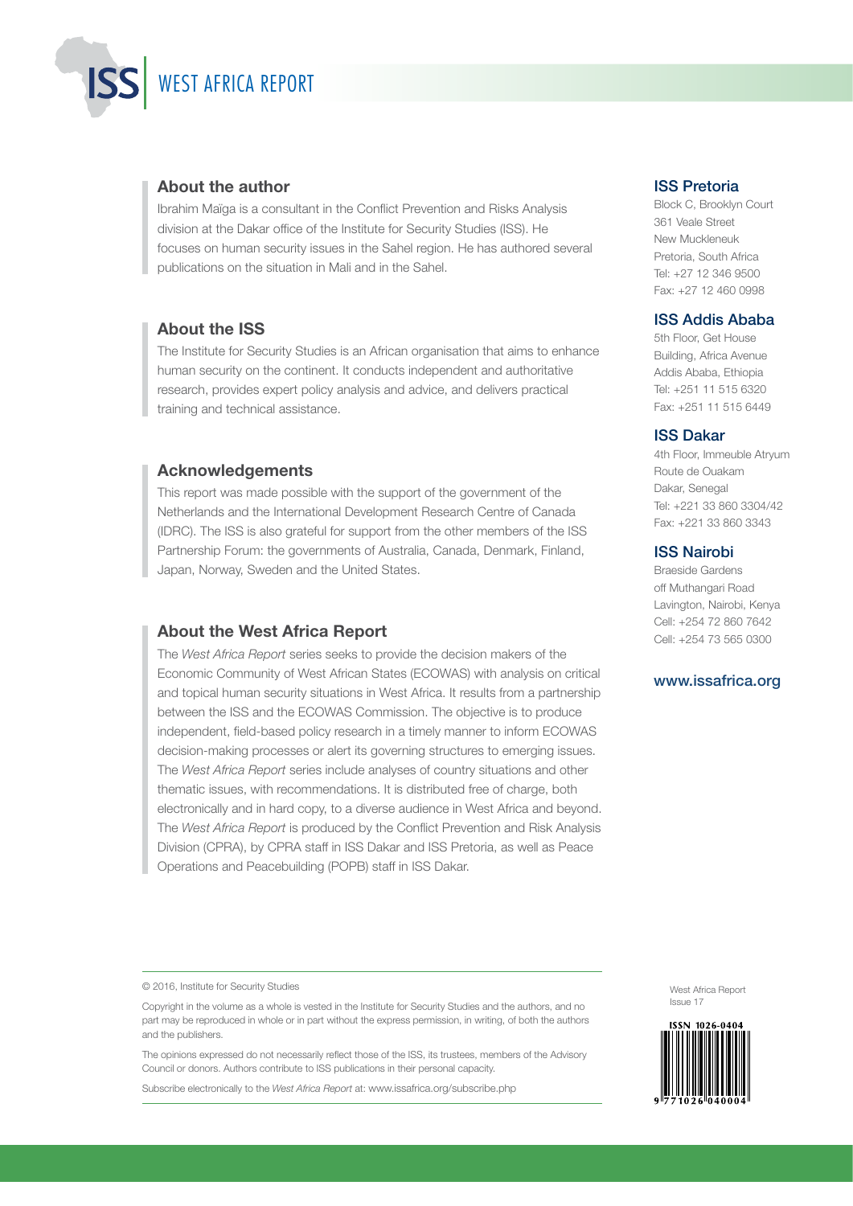## About the author

Ibrahim Maïga is a consultant in the Conflict Prevention and Risks Analysis division at the Dakar office of the Institute for Security Studies (ISS). He focuses on human security issues in the Sahel region. He has authored several publications on the situation in Mali and in the Sahel.

## About the ISS

The Institute for Security Studies is an African organisation that aims to enhance human security on the continent. It conducts independent and authoritative research, provides expert policy analysis and advice, and delivers practical training and technical assistance.

## Acknowledgements

This report was made possible with the support of the government of the Netherlands and the International Development Research Centre of Canada (IDRC). The ISS is also grateful for support from the other members of the ISS Partnership Forum: the governments of Australia, Canada, Denmark, Finland, Japan, Norway, Sweden and the United States.

## About the West Africa Report

The *West Africa Report* series seeks to provide the decision makers of the Economic Community of West African States (ECOWAS) with analysis on critical and topical human security situations in West Africa. It results from a partnership between the ISS and the ECOWAS Commission. The objective is to produce independent, field-based policy research in a timely manner to inform ECOWAS decision-making processes or alert its governing structures to emerging issues. The *West Africa Report* series include analyses of country situations and other thematic issues, with recommendations. It is distributed free of charge, both electronically and in hard copy, to a diverse audience in West Africa and beyond. The *West Africa Report* is produced by the Conflict Prevention and Risk Analysis Division (CPRA), by CPRA staff in ISS Dakar and ISS Pretoria, as well as Peace Operations and Peacebuilding (POPB) staff in ISS Dakar.

### ISS Pretoria

Block C, Brooklyn Court
361 Veale Street
New Muckleneuk
Pretoria, South Africa
Tel: +27 12 346 9500
Fax: +27 12 460 0998

### ISS Addis Ababa

5th Floor, Get House
Building, Africa Avenue
Addis Ababa, Ethiopia
Tel: +251 11 515 6320
Fax: +251 11 515 6449

### ISS Dakar

4th Floor, Immeuble Atryum
Route de Ouakam
Dakar, Senegal
Tel: +221 33 860 3304/42
Fax: +221 33 860 3343

### ISS Nairobi

Braeside Gardens
off Muthangari Road
Lavington, Nairobi, Kenya
Cell: +254 72 860 7642
Cell: +254 73 565 0300

www.issafrica.org

---

© 2016, Institute for Security Studies

Copyright in the volume as a whole is vested in the Institute for Security Studies and the authors, and no part may be reproduced in whole or in part without the express permission, in writing, of both the authors and the publishers.

The opinions expressed do not necessarily reflect those of the ISS, its trustees, members of the Advisory Council or donors. Authors contribute to ISS publications in their personal capacity.

Subscribe electronically to the *West Africa Report* at: www.issafrica.org/subscribe.php

West Africa Report
Issue 17

ISSN 1026-0404